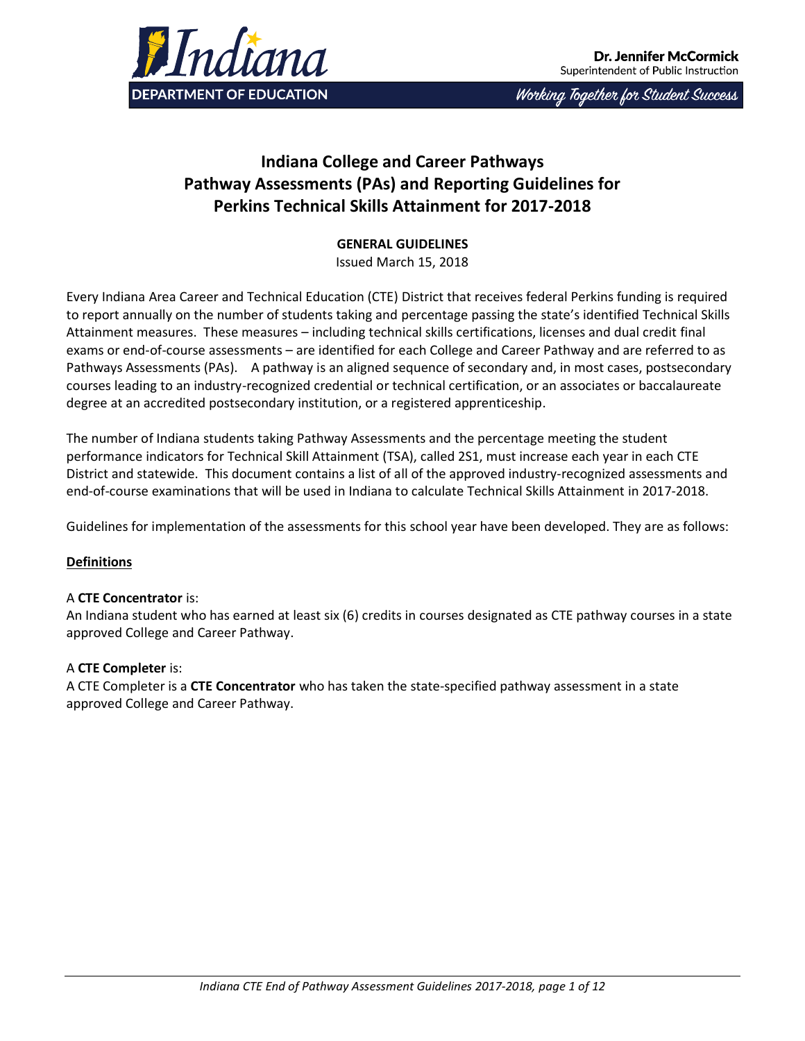Indiana

DEPARTMENT OF EDUCATION

**Dr. Jennifer McCormick**
Superintendent of Public Instruction

*Working Together for Student Success*

# Indiana College and Career Pathways
# Pathway Assessments (PAs) and Reporting Guidelines for Perkins Technical Skills Attainment for 2017-2018

**GENERAL GUIDELINES**

Issued March 15, 2018

Every Indiana Area Career and Technical Education (CTE) District that receives federal Perkins funding is required to report annually on the number of students taking and percentage passing the state's identified Technical Skills Attainment measures. These measures – including technical skills certifications, licenses and dual credit final exams or end-of-course assessments – are identified for each College and Career Pathway and are referred to as Pathways Assessments (PAs). A pathway is an aligned sequence of secondary and, in most cases, postsecondary courses leading to an industry-recognized credential or technical certification, or an associates or baccalaureate degree at an accredited postsecondary institution, or a registered apprenticeship.

The number of Indiana students taking Pathway Assessments and the percentage meeting the student performance indicators for Technical Skill Attainment (TSA), called 2S1, must increase each year in each CTE District and statewide. This document contains a list of all of the approved industry-recognized assessments and end-of-course examinations that will be used in Indiana to calculate Technical Skills Attainment in 2017-2018.

Guidelines for implementation of the assessments for this school year have been developed. They are as follows:

**Definitions**

A **CTE Concentrator** is:
An Indiana student who has earned at least six (6) credits in courses designated as CTE pathway courses in a state approved College and Career Pathway.

A **CTE Completer** is:
A CTE Completer is a **CTE Concentrator** who has taken the state-specified pathway assessment in a state approved College and Career Pathway.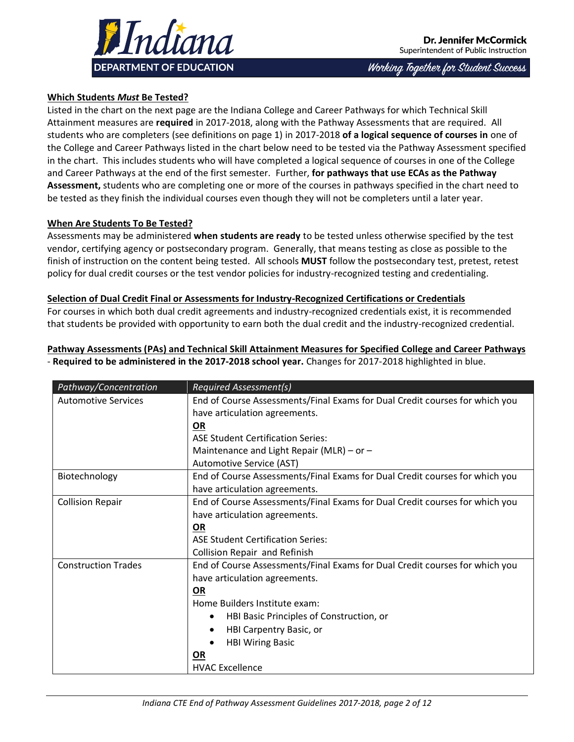### Which Students *Must* Be Tested?

Listed in the chart on the next page are the Indiana College and Career Pathways for which Technical Skill Attainment measures are **required** in 2017-2018, along with the Pathway Assessments that are required. All students who are completers (see definitions on page 1) in 2017-2018 **of a logical sequence of courses in** one of the College and Career Pathways listed in the chart below need to be tested via the Pathway Assessment specified in the chart. This includes students who will have completed a logical sequence of courses in one of the College and Career Pathways at the end of the first semester. Further, **for pathways that use ECAs as the Pathway Assessment,** students who are completing one or more of the courses in pathways specified in the chart need to be tested as they finish the individual courses even though they will not be completers until a later year.

### When Are Students To Be Tested?

Assessments may be administered **when students are ready** to be tested unless otherwise specified by the test vendor, certifying agency or postsecondary program. Generally, that means testing as close as possible to the finish of instruction on the content being tested. All schools **MUST** follow the postsecondary test, pretest, retest policy for dual credit courses or the test vendor policies for industry-recognized testing and credentialing.

### Selection of Dual Credit Final or Assessments for Industry-Recognized Certifications or Credentials

For courses in which both dual credit agreements and industry-recognized credentials exist, it is recommended that students be provided with opportunity to earn both the dual credit and the industry-recognized credential.

### Pathway Assessments (PAs) and Technical Skill Attainment Measures for Specified College and Career Pathways

- **Required to be administered in the 2017-2018 school year.** Changes for 2017-2018 highlighted in blue.

| *Pathway/Concentration* | *Required Assessment(s)* |
|---|---|
| Automotive Services | End of Course Assessments/Final Exams for Dual Credit courses for which you have articulation agreements.<br>**OR**<br>ASE Student Certification Series:<br>Maintenance and Light Repair (MLR) – or –<br>Automotive Service (AST) |
| Biotechnology | End of Course Assessments/Final Exams for Dual Credit courses for which you have articulation agreements. |
| Collision Repair | End of Course Assessments/Final Exams for Dual Credit courses for which you have articulation agreements.<br>**OR**<br>ASE Student Certification Series:<br>Collision Repair and Refinish |
| Construction Trades | End of Course Assessments/Final Exams for Dual Credit courses for which you have articulation agreements.<br>**OR**<br>Home Builders Institute exam:<br>• HBI Basic Principles of Construction, or<br>• HBI Carpentry Basic, or<br>• HBI Wiring Basic<br>**OR**<br>HVAC Excellence |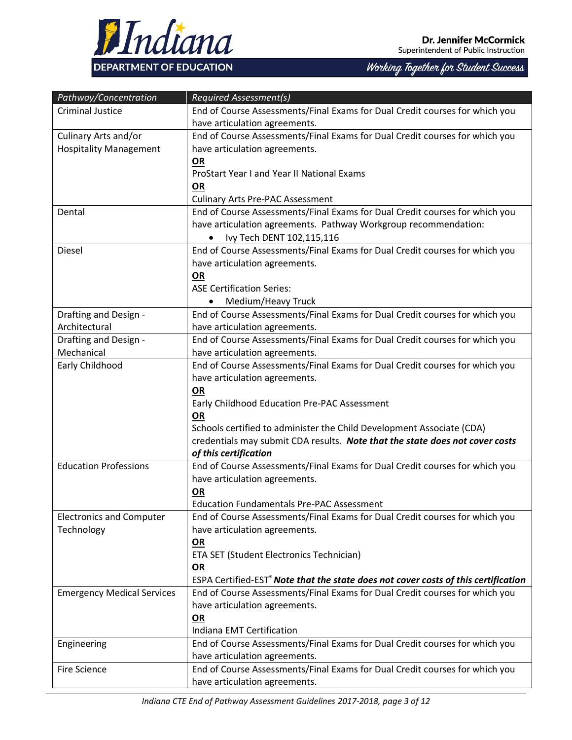| *Pathway/Concentration* | *Required Assessment(s)* |
| --- | --- |
| Criminal Justice | End of Course Assessments/Final Exams for Dual Credit courses for which you have articulation agreements. |
| Culinary Arts and/or Hospitality Management | End of Course Assessments/Final Exams for Dual Credit courses for which you have articulation agreements.<br>**OR**<br>ProStart Year I and Year II National Exams<br>**OR**<br>Culinary Arts Pre-PAC Assessment |
| Dental | End of Course Assessments/Final Exams for Dual Credit courses for which you have articulation agreements. Pathway Workgroup recommendation:<br>• Ivy Tech DENT 102,115,116 |
| Diesel | End of Course Assessments/Final Exams for Dual Credit courses for which you have articulation agreements.<br>**OR**<br>ASE Certification Series:<br>• Medium/Heavy Truck |
| Drafting and Design - Architectural | End of Course Assessments/Final Exams for Dual Credit courses for which you have articulation agreements. |
| Drafting and Design - Mechanical | End of Course Assessments/Final Exams for Dual Credit courses for which you have articulation agreements. |
| Early Childhood | End of Course Assessments/Final Exams for Dual Credit courses for which you have articulation agreements.<br>**OR**<br>Early Childhood Education Pre-PAC Assessment<br>**OR**<br>Schools certified to administer the Child Development Associate (CDA) credentials may submit CDA results. ***Note that the state does not cover costs of this certification*** |
| Education Professions | End of Course Assessments/Final Exams for Dual Credit courses for which you have articulation agreements.<br>**OR**<br>Education Fundamentals Pre-PAC Assessment |
| Electronics and Computer Technology | End of Course Assessments/Final Exams for Dual Credit courses for which you have articulation agreements.<br>**OR**<br>ETA SET (Student Electronics Technician)<br>**OR**<br>ESPA Certified-EST® ***Note that the state does not cover costs of this certification*** |
| Emergency Medical Services | End of Course Assessments/Final Exams for Dual Credit courses for which you have articulation agreements.<br>**OR**<br>Indiana EMT Certification |
| Engineering | End of Course Assessments/Final Exams for Dual Credit courses for which you have articulation agreements. |
| Fire Science | End of Course Assessments/Final Exams for Dual Credit courses for which you have articulation agreements. |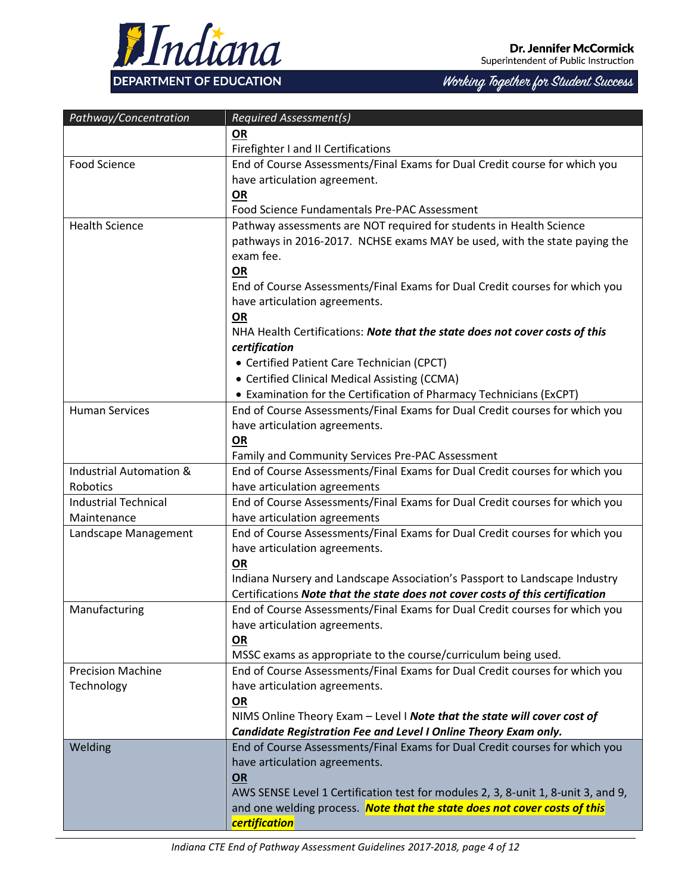| *Pathway/Concentration* | *Required Assessment(s)* |
|---|---|
| | **OR**<br>Firefighter I and II Certifications |
| Food Science | End of Course Assessments/Final Exams for Dual Credit course for which you have articulation agreement.<br>**OR**<br>Food Science Fundamentals Pre-PAC Assessment |
| Health Science | Pathway assessments are NOT required for students in Health Science pathways in 2016-2017. NCHSE exams MAY be used, with the state paying the exam fee.<br>**OR**<br>End of Course Assessments/Final Exams for Dual Credit courses for which you have articulation agreements.<br>**OR**<br>NHA Health Certifications: ***Note that the state does not cover costs of this certification***<br>• Certified Patient Care Technician (CPCT)<br>• Certified Clinical Medical Assisting (CCMA)<br>• Examination for the Certification of Pharmacy Technicians (ExCPT) |
| Human Services | End of Course Assessments/Final Exams for Dual Credit courses for which you have articulation agreements.<br>**OR**<br>Family and Community Services Pre-PAC Assessment |
| Industrial Automation & Robotics | End of Course Assessments/Final Exams for Dual Credit courses for which you have articulation agreements |
| Industrial Technical Maintenance | End of Course Assessments/Final Exams for Dual Credit courses for which you have articulation agreements |
| Landscape Management | End of Course Assessments/Final Exams for Dual Credit courses for which you have articulation agreements.<br>**OR**<br>Indiana Nursery and Landscape Association's Passport to Landscape Industry Certifications ***Note that the state does not cover costs of this certification*** |
| Manufacturing | End of Course Assessments/Final Exams for Dual Credit courses for which you have articulation agreements.<br>**OR**<br>MSSC exams as appropriate to the course/curriculum being used. |
| Precision Machine Technology | End of Course Assessments/Final Exams for Dual Credit courses for which you have articulation agreements.<br>**OR**<br>NIMS Online Theory Exam – Level I ***Note that the state will cover cost of Candidate Registration Fee and Level I Online Theory Exam only.*** |
| Welding | End of Course Assessments/Final Exams for Dual Credit courses for which you have articulation agreements.<br>**OR**<br>AWS SENSE Level 1 Certification test for modules 2, 3, 8-unit 1, 8-unit 3, and 9, and one welding process. ***Note that the state does not cover costs of this certification*** |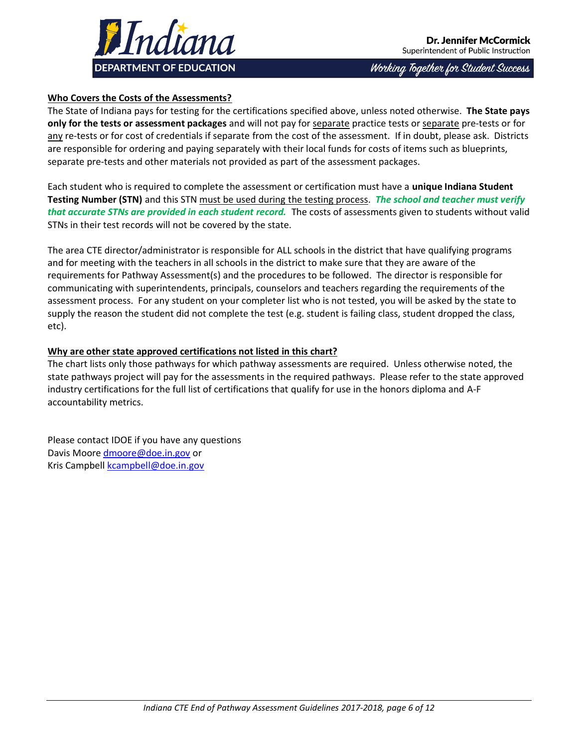**Who Covers the Costs of the Assessments?**

The State of Indiana pays for testing for the certifications specified above, unless noted otherwise. **The State pays only for the tests or assessment packages** and will not pay for separate practice tests or separate pre-tests or for any re-tests or for cost of credentials if separate from the cost of the assessment. If in doubt, please ask. Districts are responsible for ordering and paying separately with their local funds for costs of items such as blueprints, separate pre-tests and other materials not provided as part of the assessment packages.

Each student who is required to complete the assessment or certification must have a **unique Indiana Student Testing Number (STN)** and this STN must be used during the testing process. ***The school and teacher must verify that accurate STNs are provided in each student record.*** The costs of assessments given to students without valid STNs in their test records will not be covered by the state.

The area CTE director/administrator is responsible for ALL schools in the district that have qualifying programs and for meeting with the teachers in all schools in the district to make sure that they are aware of the requirements for Pathway Assessment(s) and the procedures to be followed. The director is responsible for communicating with superintendents, principals, counselors and teachers regarding the requirements of the assessment process. For any student on your completer list who is not tested, you will be asked by the state to supply the reason the student did not complete the test (e.g. student is failing class, student dropped the class, etc).

**Why are other state approved certifications not listed in this chart?**

The chart lists only those pathways for which pathway assessments are required. Unless otherwise noted, the state pathways project will pay for the assessments in the required pathways. Please refer to the state approved industry certifications for the full list of certifications that qualify for use in the honors diploma and A-F accountability metrics.

Please contact IDOE if you have any questions
Davis Moore dmoore@doe.in.gov or
Kris Campbell kcampbell@doe.in.gov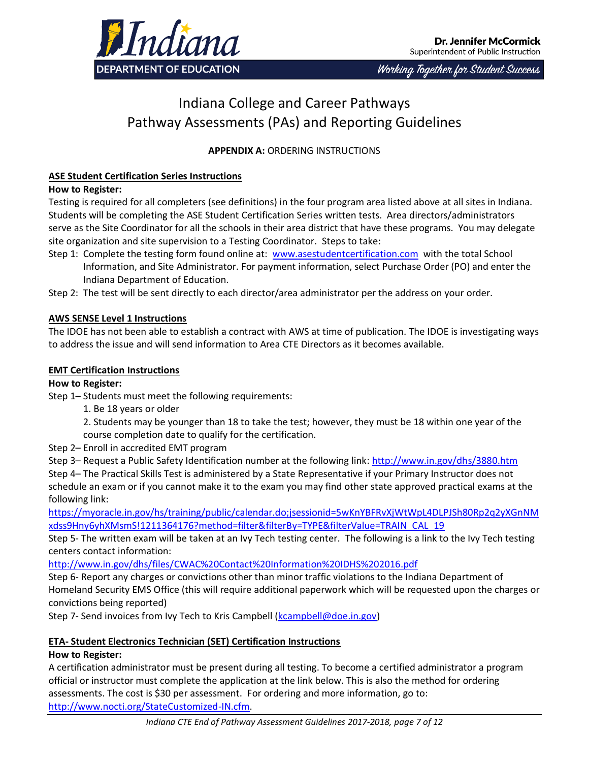# Indiana College and Career Pathways
# Pathway Assessments (PAs) and Reporting Guidelines

**APPENDIX A:** ORDERING INSTRUCTIONS

**ASE Student Certification Series Instructions**

**How to Register:**

Testing is required for all completers (see definitions) in the four program area listed above at all sites in Indiana. Students will be completing the ASE Student Certification Series written tests. Area directors/administrators serve as the Site Coordinator for all the schools in their area district that have these programs. You may delegate site organization and site supervision to a Testing Coordinator. Steps to take:

Step 1: Complete the testing form found online at: www.asestudentcertification.com with the total School Information, and Site Administrator. For payment information, select Purchase Order (PO) and enter the Indiana Department of Education.

Step 2: The test will be sent directly to each director/area administrator per the address on your order.

**AWS SENSE Level 1 Instructions**

The IDOE has not been able to establish a contract with AWS at time of publication. The IDOE is investigating ways to address the issue and will send information to Area CTE Directors as it becomes available.

**EMT Certification Instructions**

**How to Register:**

Step 1– Students must meet the following requirements:

1. Be 18 years or older
2. Students may be younger than 18 to take the test; however, they must be 18 within one year of the course completion date to qualify for the certification.

Step 2– Enroll in accredited EMT program

Step 3– Request a Public Safety Identification number at the following link: http://www.in.gov/dhs/3880.htm

Step 4– The Practical Skills Test is administered by a State Representative if your Primary Instructor does not schedule an exam or if you cannot make it to the exam you may find other state approved practical exams at the following link:

https://myoracle.in.gov/hs/training/public/calendar.do;jsessionid=5wKnYBFRvXjWtWpL4DLPJSh80Rp2q2yXGnNMxdss9Hny6yhXMsmS!1211364176?method=filter&filterBy=TYPE&filterValue=TRAIN_CAL_19

Step 5- The written exam will be taken at an Ivy Tech testing center. The following is a link to the Ivy Tech testing centers contact information:

http://www.in.gov/dhs/files/CWAC%20Contact%20Information%20IDHS%202016.pdf

Step 6- Report any charges or convictions other than minor traffic violations to the Indiana Department of Homeland Security EMS Office (this will require additional paperwork which will be requested upon the charges or convictions being reported)

Step 7- Send invoices from Ivy Tech to Kris Campbell (kcampbell@doe.in.gov)

**ETA- Student Electronics Technician (SET) Certification Instructions**

**How to Register:**

A certification administrator must be present during all testing. To become a certified administrator a program official or instructor must complete the application at the link below. This is also the method for ordering assessments. The cost is $30 per assessment. For ordering and more information, go to: http://www.nocti.org/StateCustomized-IN.cfm.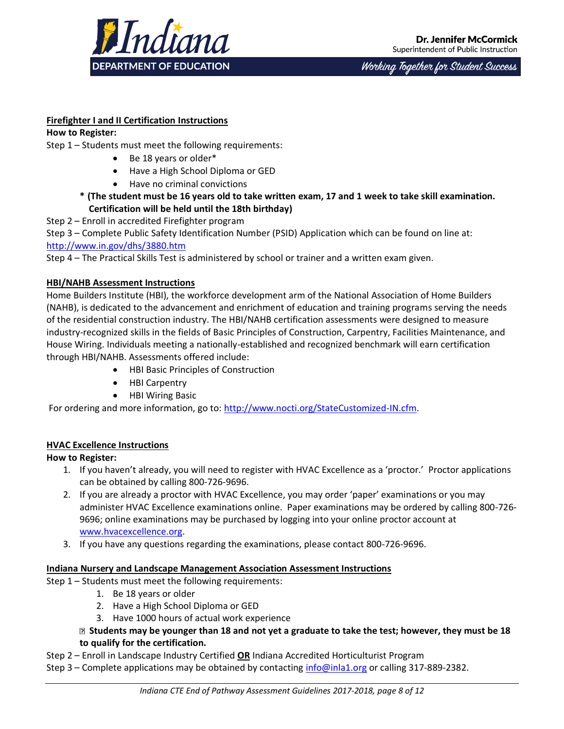**Firefighter I and II Certification Instructions**

**How to Register:**

Step 1 – Students must meet the following requirements:

- Be 18 years or older*
- Have a High School Diploma or GED
- Have no criminal convictions

**\* (The student must be 16 years old to take written exam, 17 and 1 week to take skill examination. Certification will be held until the 18th birthday)**

Step 2 – Enroll in accredited Firefighter program

Step 3 – Complete Public Safety Identification Number (PSID) Application which can be found on line at: http://www.in.gov/dhs/3880.htm

Step 4 – The Practical Skills Test is administered by school or trainer and a written exam given.

**HBI/NAHB Assessment Instructions**

Home Builders Institute (HBI), the workforce development arm of the National Association of Home Builders (NAHB), is dedicated to the advancement and enrichment of education and training programs serving the needs of the residential construction industry. The HBI/NAHB certification assessments were designed to measure industry-recognized skills in the fields of Basic Principles of Construction, Carpentry, Facilities Maintenance, and House Wiring. Individuals meeting a nationally-established and recognized benchmark will earn certification through HBI/NAHB. Assessments offered include:

- HBI Basic Principles of Construction
- HBI Carpentry
- HBI Wiring Basic

For ordering and more information, go to: http://www.nocti.org/StateCustomized-IN.cfm.

**HVAC Excellence Instructions**

**How to Register:**

1. If you haven't already, you will need to register with HVAC Excellence as a 'proctor.' Proctor applications can be obtained by calling 800-726-9696.
2. If you are already a proctor with HVAC Excellence, you may order 'paper' examinations or you may administer HVAC Excellence examinations online. Paper examinations may be ordered by calling 800-726-9696; online examinations may be purchased by logging into your online proctor account at www.hvacexcellence.org.
3. If you have any questions regarding the examinations, please contact 800-726-9696.

**Indiana Nursery and Landscape Management Association Assessment Instructions**

Step 1 – Students must meet the following requirements:

1. Be 18 years or older
2. Have a High School Diploma or GED
3. Have 1000 hours of actual work experience

**Students may be younger than 18 and not yet a graduate to take the test; however, they must be 18 to qualify for the certification.**

Step 2 – Enroll in Landscape Industry Certified **OR** Indiana Accredited Horticulturist Program

Step 3 – Complete applications may be obtained by contacting info@inla1.org or calling 317-889-2382.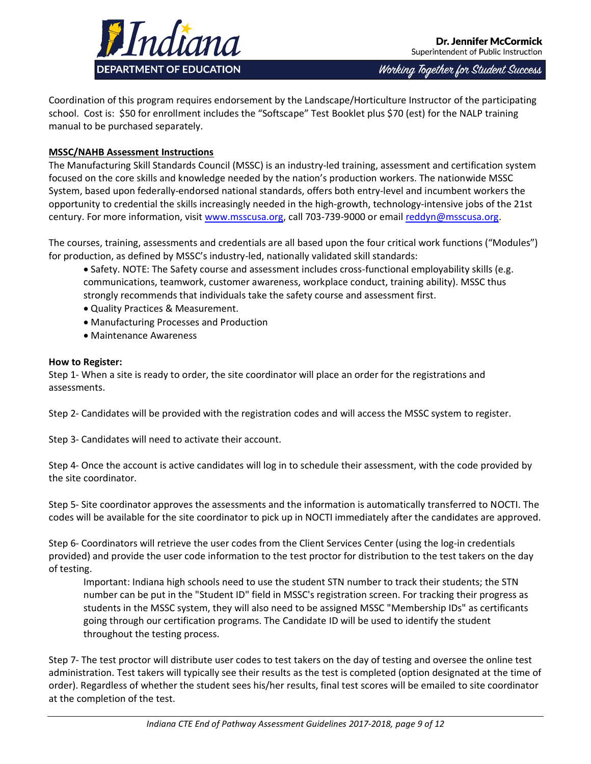Coordination of this program requires endorsement by the Landscape/Horticulture Instructor of the participating school. Cost is: $50 for enrollment includes the "Softscape" Test Booklet plus $70 (est) for the NALP training manual to be purchased separately.

**MSSC/NAHB Assessment Instructions**

The Manufacturing Skill Standards Council (MSSC) is an industry-led training, assessment and certification system focused on the core skills and knowledge needed by the nation's production workers. The nationwide MSSC System, based upon federally-endorsed national standards, offers both entry-level and incumbent workers the opportunity to credential the skills increasingly needed in the high-growth, technology-intensive jobs of the 21st century. For more information, visit [www.msscusa.org](www.msscusa.org), call 703-739-9000 or email [reddyn@msscusa.org](mailto:reddyn@msscusa.org).

The courses, training, assessments and credentials are all based upon the four critical work functions ("Modules") for production, as defined by MSSC's industry-led, nationally validated skill standards:

- Safety. NOTE: The Safety course and assessment includes cross-functional employability skills (e.g. communications, teamwork, customer awareness, workplace conduct, training ability). MSSC thus strongly recommends that individuals take the safety course and assessment first.
- Quality Practices & Measurement.
- Manufacturing Processes and Production
- Maintenance Awareness

**How to Register:**

Step 1- When a site is ready to order, the site coordinator will place an order for the registrations and assessments.

Step 2- Candidates will be provided with the registration codes and will access the MSSC system to register.

Step 3- Candidates will need to activate their account.

Step 4- Once the account is active candidates will log in to schedule their assessment, with the code provided by the site coordinator.

Step 5- Site coordinator approves the assessments and the information is automatically transferred to NOCTI. The codes will be available for the site coordinator to pick up in NOCTI immediately after the candidates are approved.

Step 6- Coordinators will retrieve the user codes from the Client Services Center (using the log-in credentials provided) and provide the user code information to the test proctor for distribution to the test takers on the day of testing.

> Important: Indiana high schools need to use the student STN number to track their students; the STN number can be put in the "Student ID" field in MSSC's registration screen. For tracking their progress as students in the MSSC system, they will also need to be assigned MSSC "Membership IDs" as certificants going through our certification programs. The Candidate ID will be used to identify the student throughout the testing process.

Step 7- The test proctor will distribute user codes to test takers on the day of testing and oversee the online test administration. Test takers will typically see their results as the test is completed (option designated at the time of order). Regardless of whether the student sees his/her results, final test scores will be emailed to site coordinator at the completion of the test.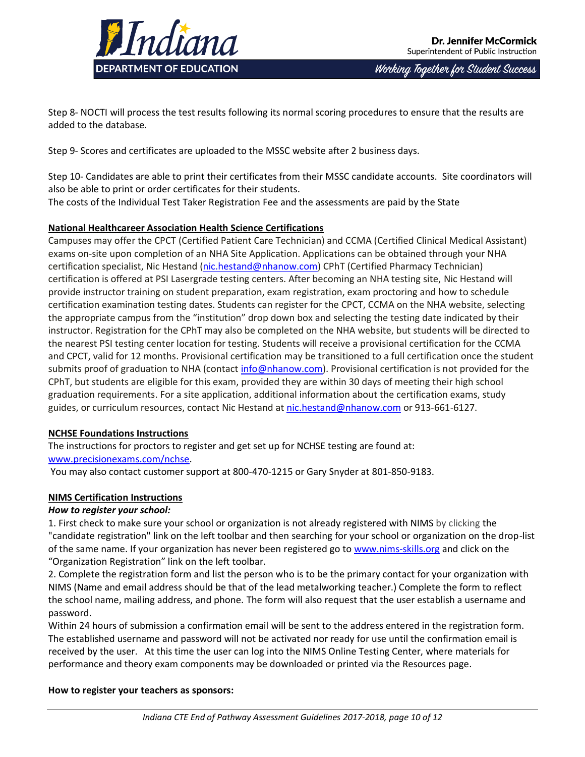Step 8- NOCTI will process the test results following its normal scoring procedures to ensure that the results are added to the database.

Step 9- Scores and certificates are uploaded to the MSSC website after 2 business days.

Step 10- Candidates are able to print their certificates from their MSSC candidate accounts. Site coordinators will also be able to print or order certificates for their students.
The costs of the Individual Test Taker Registration Fee and the assessments are paid by the State

**National Healthcareer Association Health Science Certifications**

Campuses may offer the CPCT (Certified Patient Care Technician) and CCMA (Certified Clinical Medical Assistant) exams on-site upon completion of an NHA Site Application. Applications can be obtained through your NHA certification specialist, Nic Hestand (nic.hestand@nhanow.com) CPhT (Certified Pharmacy Technician) certification is offered at PSI Lasergrade testing centers. After becoming an NHA testing site, Nic Hestand will provide instructor training on student preparation, exam registration, exam proctoring and how to schedule certification examination testing dates. Students can register for the CPCT, CCMA on the NHA website, selecting the appropriate campus from the "institution" drop down box and selecting the testing date indicated by their instructor. Registration for the CPhT may also be completed on the NHA website, but students will be directed to the nearest PSI testing center location for testing. Students will receive a provisional certification for the CCMA and CPCT, valid for 12 months. Provisional certification may be transitioned to a full certification once the student submits proof of graduation to NHA (contact info@nhanow.com). Provisional certification is not provided for the CPhT, but students are eligible for this exam, provided they are within 30 days of meeting their high school graduation requirements. For a site application, additional information about the certification exams, study guides, or curriculum resources, contact Nic Hestand at nic.hestand@nhanow.com or 913-661-6127.

**NCHSE Foundations Instructions**

The instructions for proctors to register and get set up for NCHSE testing are found at: www.precisionexams.com/nchse.
You may also contact customer support at 800-470-1215 or Gary Snyder at 801-850-9183.

**NIMS Certification Instructions**

***How to register your school:***

1. First check to make sure your school or organization is not already registered with NIMS by clicking the "candidate registration" link on the left toolbar and then searching for your school or organization on the drop-list of the same name. If your organization has never been registered go to www.nims-skills.org and click on the "Organization Registration" link on the left toolbar.
2. Complete the registration form and list the person who is to be the primary contact for your organization with NIMS (Name and email address should be that of the lead metalworking teacher.) Complete the form to reflect the school name, mailing address, and phone. The form will also request that the user establish a username and password.

Within 24 hours of submission a confirmation email will be sent to the address entered in the registration form. The established username and password will not be activated nor ready for use until the confirmation email is received by the user. At this time the user can log into the NIMS Online Testing Center, where materials for performance and theory exam components may be downloaded or printed via the Resources page.

**How to register your teachers as sponsors:**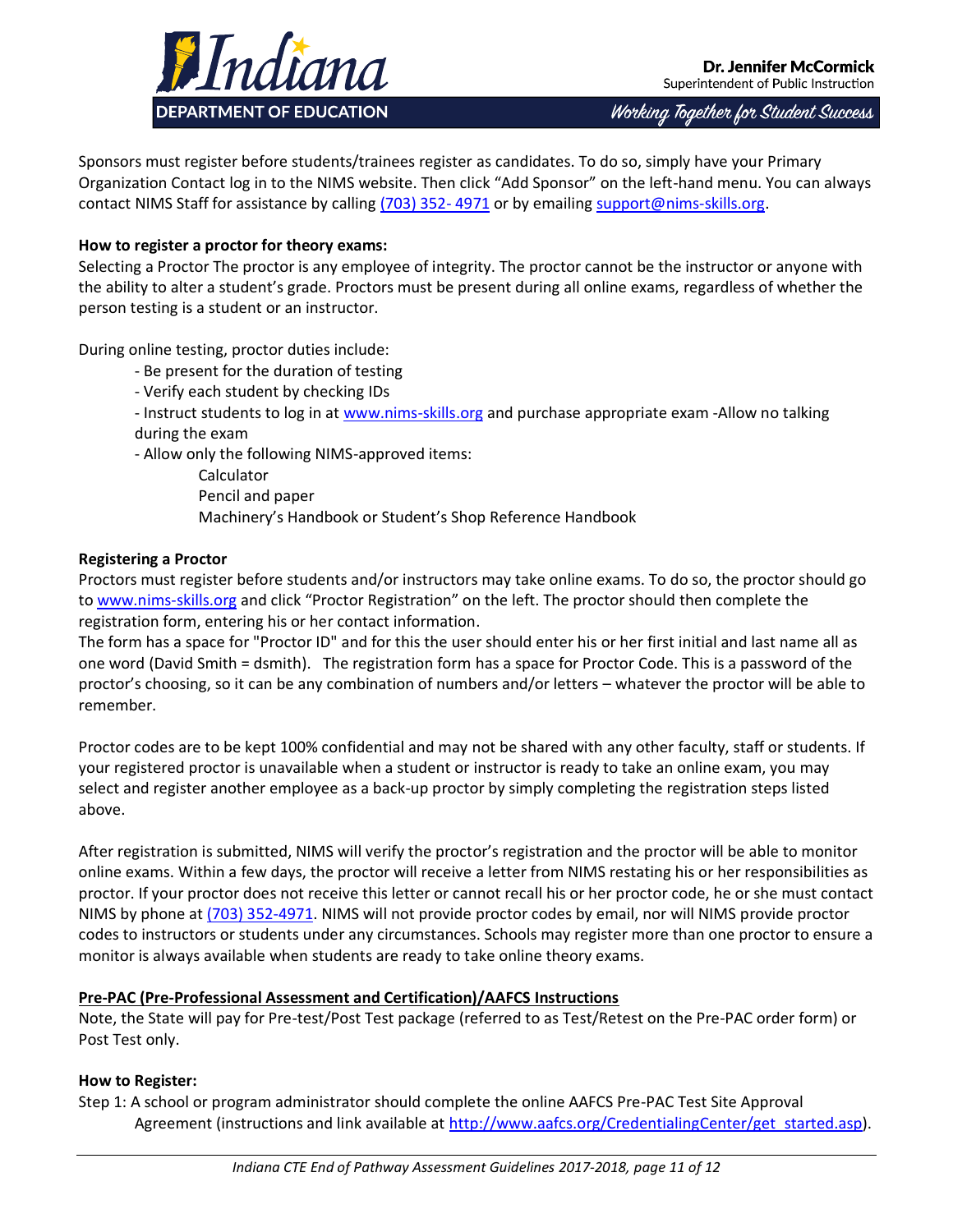Sponsors must register before students/trainees register as candidates. To do so, simply have your Primary Organization Contact log in to the NIMS website. Then click “Add Sponsor” on the left-hand menu. You can always contact NIMS Staff for assistance by calling (703) 352- 4971 or by emailing support@nims-skills.org.

**How to register a proctor for theory exams:**
Selecting a Proctor The proctor is any employee of integrity. The proctor cannot be the instructor or anyone with the ability to alter a student’s grade. Proctors must be present during all online exams, regardless of whether the person testing is a student or an instructor.

During online testing, proctor duties include:

- Be present for the duration of testing
- Verify each student by checking IDs
- Instruct students to log in at www.nims-skills.org and purchase appropriate exam -Allow no talking during the exam
- Allow only the following NIMS-approved items:
    - Calculator
    - Pencil and paper
    - Machinery’s Handbook or Student’s Shop Reference Handbook

**Registering a Proctor**
Proctors must register before students and/or instructors may take online exams. To do so, the proctor should go to www.nims-skills.org and click “Proctor Registration” on the left. The proctor should then complete the registration form, entering his or her contact information.
The form has a space for "Proctor ID" and for this the user should enter his or her first initial and last name all as one word (David Smith = dsmith). The registration form has a space for Proctor Code. This is a password of the proctor’s choosing, so it can be any combination of numbers and/or letters – whatever the proctor will be able to remember.

Proctor codes are to be kept 100% confidential and may not be shared with any other faculty, staff or students. If your registered proctor is unavailable when a student or instructor is ready to take an online exam, you may select and register another employee as a back-up proctor by simply completing the registration steps listed above.

After registration is submitted, NIMS will verify the proctor’s registration and the proctor will be able to monitor online exams. Within a few days, the proctor will receive a letter from NIMS restating his or her responsibilities as proctor. If your proctor does not receive this letter or cannot recall his or her proctor code, he or she must contact NIMS by phone at (703) 352-4971. NIMS will not provide proctor codes by email, nor will NIMS provide proctor codes to instructors or students under any circumstances. Schools may register more than one proctor to ensure a monitor is always available when students are ready to take online theory exams.

**Pre-PAC (Pre-Professional Assessment and Certification)/AAFCS Instructions**
Note, the State will pay for Pre-test/Post Test package (referred to as Test/Retest on the Pre-PAC order form) or Post Test only.

**How to Register:**
Step 1: A school or program administrator should complete the online AAFCS Pre-PAC Test Site Approval Agreement (instructions and link available at http://www.aafcs.org/CredentialingCenter/get_started.asp).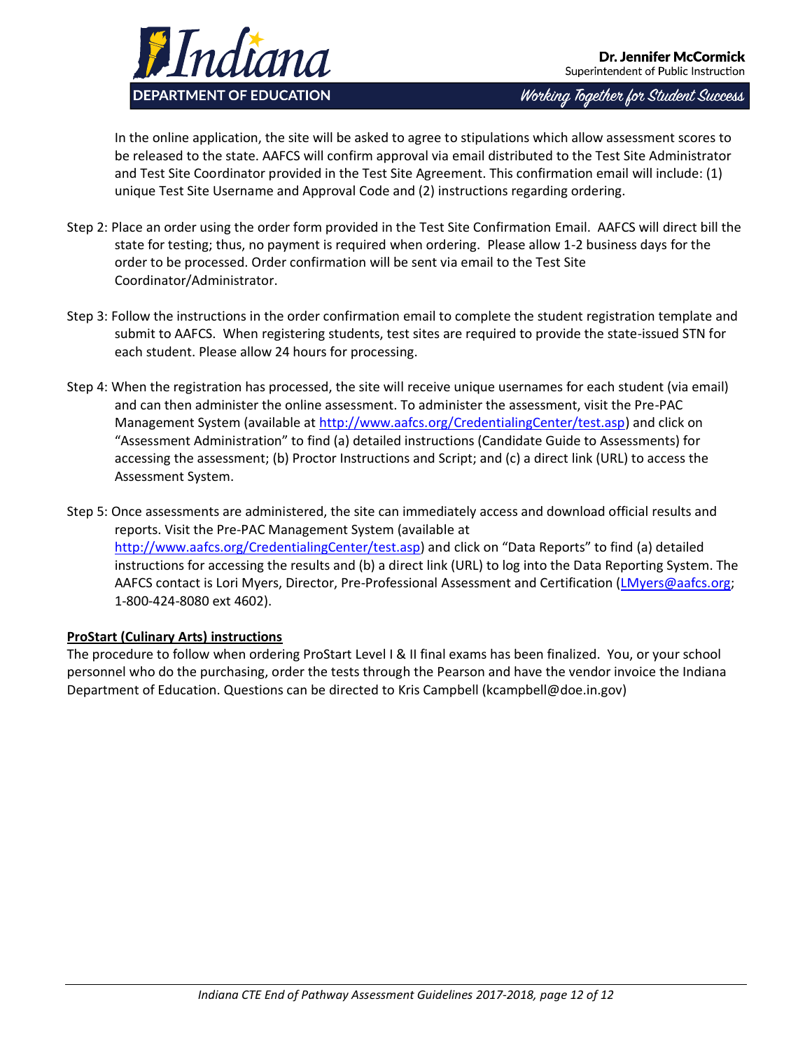In the online application, the site will be asked to agree to stipulations which allow assessment scores to be released to the state. AAFCS will confirm approval via email distributed to the Test Site Administrator and Test Site Coordinator provided in the Test Site Agreement. This confirmation email will include: (1) unique Test Site Username and Approval Code and (2) instructions regarding ordering.

Step 2: Place an order using the order form provided in the Test Site Confirmation Email. AAFCS will direct bill the state for testing; thus, no payment is required when ordering. Please allow 1-2 business days for the order to be processed. Order confirmation will be sent via email to the Test Site Coordinator/Administrator.

Step 3: Follow the instructions in the order confirmation email to complete the student registration template and submit to AAFCS. When registering students, test sites are required to provide the state-issued STN for each student. Please allow 24 hours for processing.

Step 4: When the registration has processed, the site will receive unique usernames for each student (via email) and can then administer the online assessment. To administer the assessment, visit the Pre-PAC Management System (available at http://www.aafcs.org/CredentialingCenter/test.asp) and click on "Assessment Administration" to find (a) detailed instructions (Candidate Guide to Assessments) for accessing the assessment; (b) Proctor Instructions and Script; and (c) a direct link (URL) to access the Assessment System.

Step 5: Once assessments are administered, the site can immediately access and download official results and reports. Visit the Pre-PAC Management System (available at http://www.aafcs.org/CredentialingCenter/test.asp) and click on "Data Reports" to find (a) detailed instructions for accessing the results and (b) a direct link (URL) to log into the Data Reporting System. The AAFCS contact is Lori Myers, Director, Pre-Professional Assessment and Certification (LMyers@aafcs.org; 1-800-424-8080 ext 4602).

**ProStart (Culinary Arts) instructions**

The procedure to follow when ordering ProStart Level I & II final exams has been finalized. You, or your school personnel who do the purchasing, order the tests through the Pearson and have the vendor invoice the Indiana Department of Education. Questions can be directed to Kris Campbell (kcampbell@doe.in.gov)